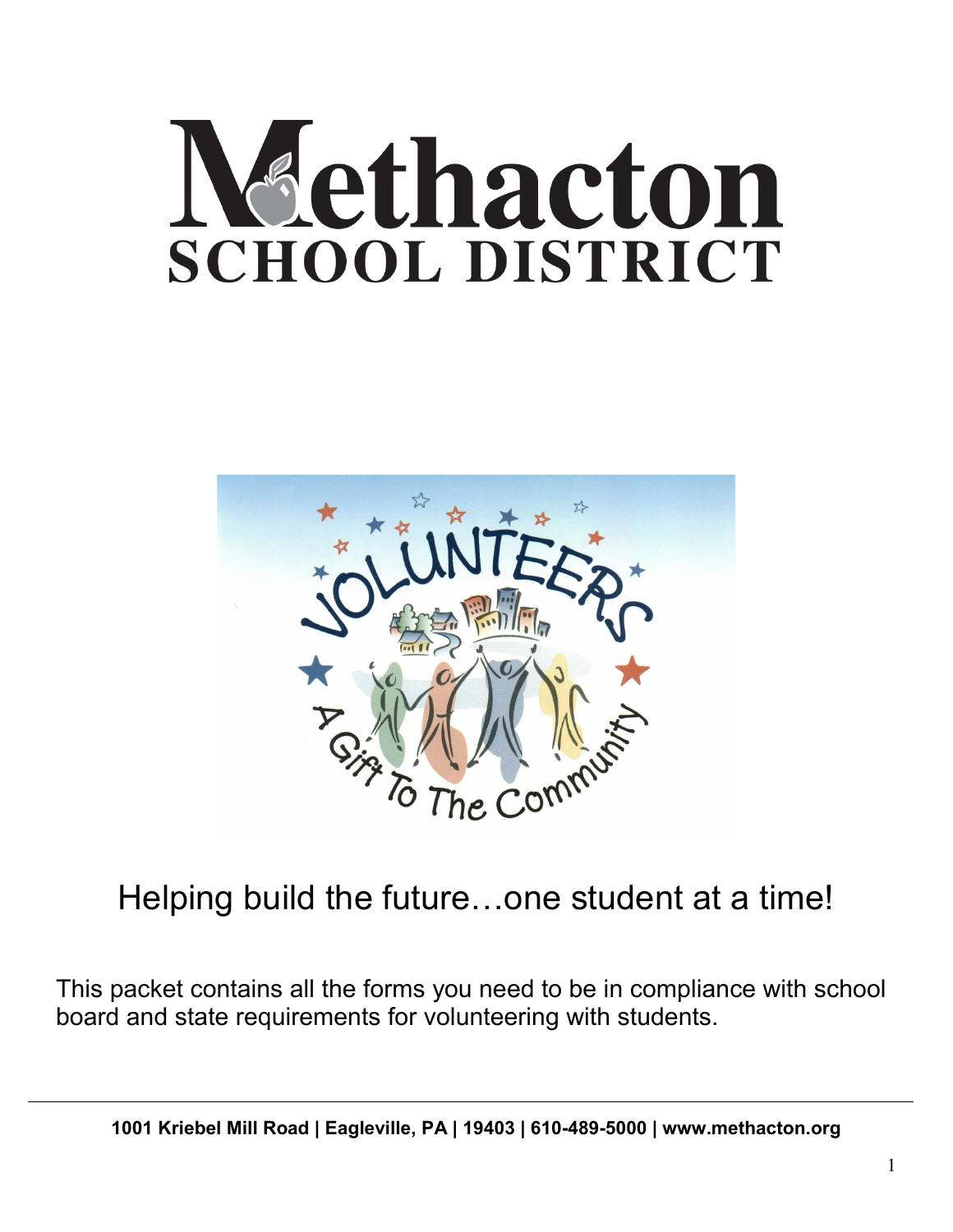# Methacton
## SCHOOL DISTRICT

VOLUNTEERS

A Gift To The Community

Helping build the future…one student at a time!

This packet contains all the forms you need to be in compliance with school board and state requirements for volunteering with students.

**1001 Kriebel Mill Road | Eagleville, PA | 19403 | 610-489-5000 | www.methacton.org**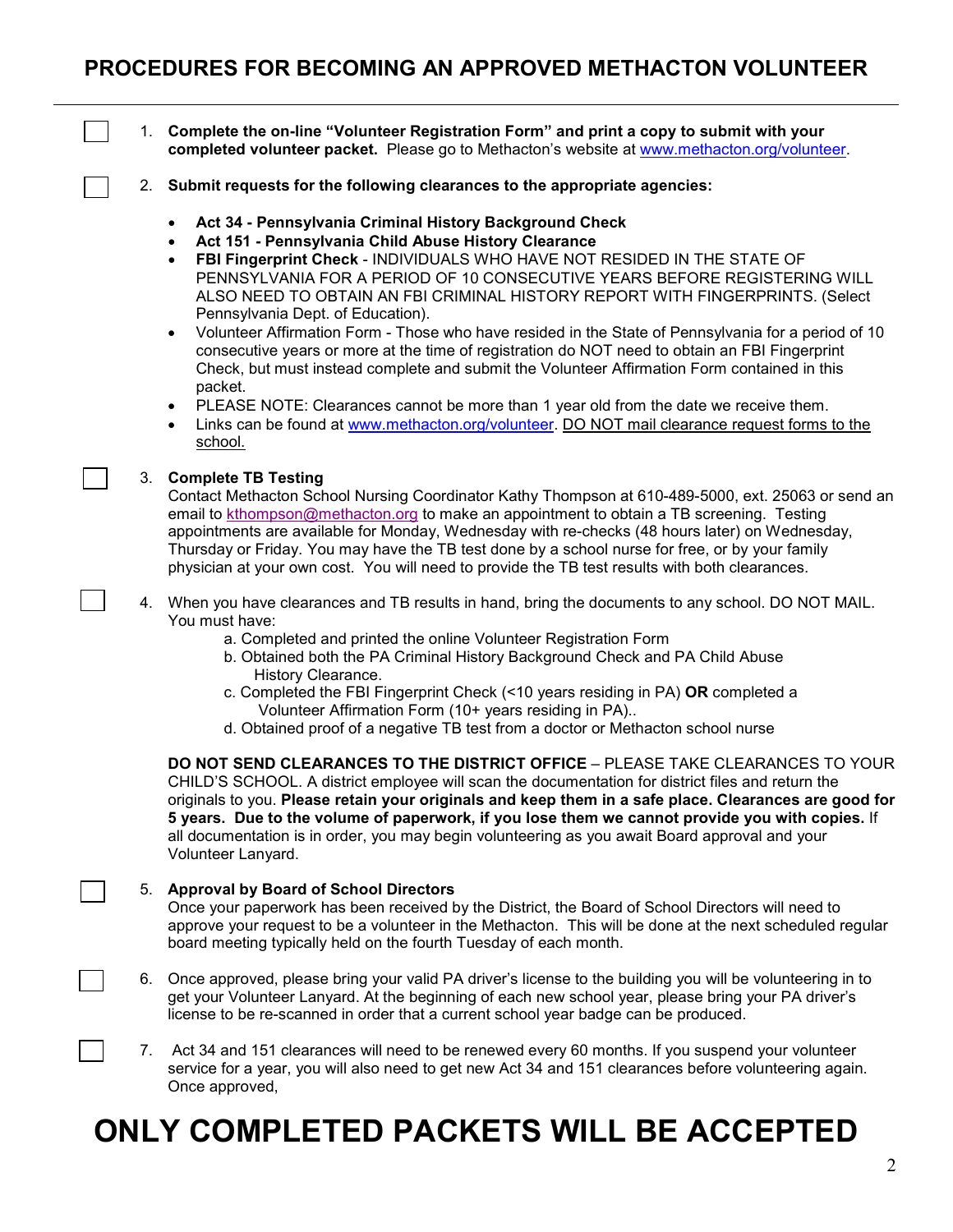# PROCEDURES FOR BECOMING AN APPROVED METHACTON VOLUNTEER

- [ ] 1. **Complete the on-line "Volunteer Registration Form" and print a copy to submit with your completed volunteer packet.** Please go to Methacton's website at www.methacton.org/volunteer.

- [ ] 2. **Submit requests for the following clearances to the appropriate agencies:**

  - **Act 34 - Pennsylvania Criminal History Background Check**
  - **Act 151 - Pennsylvania Child Abuse History Clearance**
  - **FBI Fingerprint Check** - INDIVIDUALS WHO HAVE NOT RESIDED IN THE STATE OF PENNSYLVANIA FOR A PERIOD OF 10 CONSECUTIVE YEARS BEFORE REGISTERING WILL ALSO NEED TO OBTAIN AN FBI CRIMINAL HISTORY REPORT WITH FINGERPRINTS. (Select Pennsylvania Dept. of Education).
  - Volunteer Affirmation Form - Those who have resided in the State of Pennsylvania for a period of 10 consecutive years or more at the time of registration do NOT need to obtain an FBI Fingerprint Check, but must instead complete and submit the Volunteer Affirmation Form contained in this packet.
  - PLEASE NOTE: Clearances cannot be more than 1 year old from the date we receive them.
  - Links can be found at www.methacton.org/volunteer. DO NOT mail clearance request forms to the school.

- [ ] 3. **Complete TB Testing**
  Contact Methacton School Nursing Coordinator Kathy Thompson at 610-489-5000, ext. 25063 or send an email to kthompson@methacton.org to make an appointment to obtain a TB screening. Testing appointments are available for Monday, Wednesday with re-checks (48 hours later) on Wednesday, Thursday or Friday. You may have the TB test done by a school nurse for free, or by your family physician at your own cost. You will need to provide the TB test results with both clearances.

- [ ] 4. When you have clearances and TB results in hand, bring the documents to any school. DO NOT MAIL. You must have:
  - a. Completed and printed the online Volunteer Registration Form
  - b. Obtained both the PA Criminal History Background Check and PA Child Abuse History Clearance.
  - c. Completed the FBI Fingerprint Check (<10 years residing in PA) **OR** completed a Volunteer Affirmation Form (10+ years residing in PA)..
  - d. Obtained proof of a negative TB test from a doctor or Methacton school nurse

  **DO NOT SEND CLEARANCES TO THE DISTRICT OFFICE** – PLEASE TAKE CLEARANCES TO YOUR CHILD'S SCHOOL. A district employee will scan the documentation for district files and return the originals to you. **Please retain your originals and keep them in a safe place. Clearances are good for 5 years. Due to the volume of paperwork, if you lose them we cannot provide you with copies.** If all documentation is in order, you may begin volunteering as you await Board approval and your Volunteer Lanyard.

- [ ] 5. **Approval by Board of School Directors**
  Once your paperwork has been received by the District, the Board of School Directors will need to approve your request to be a volunteer in the Methacton. This will be done at the next scheduled regular board meeting typically held on the fourth Tuesday of each month.

- [ ] 6. Once approved, please bring your valid PA driver's license to the building you will be volunteering in to get your Volunteer Lanyard. At the beginning of each new school year, please bring your PA driver's license to be re-scanned in order that a current school year badge can be produced.

- [ ] 7. Act 34 and 151 clearances will need to be renewed every 60 months. If you suspend your volunteer service for a year, you will also need to get new Act 34 and 151 clearances before volunteering again. Once approved,

# ONLY COMPLETED PACKETS WILL BE ACCEPTED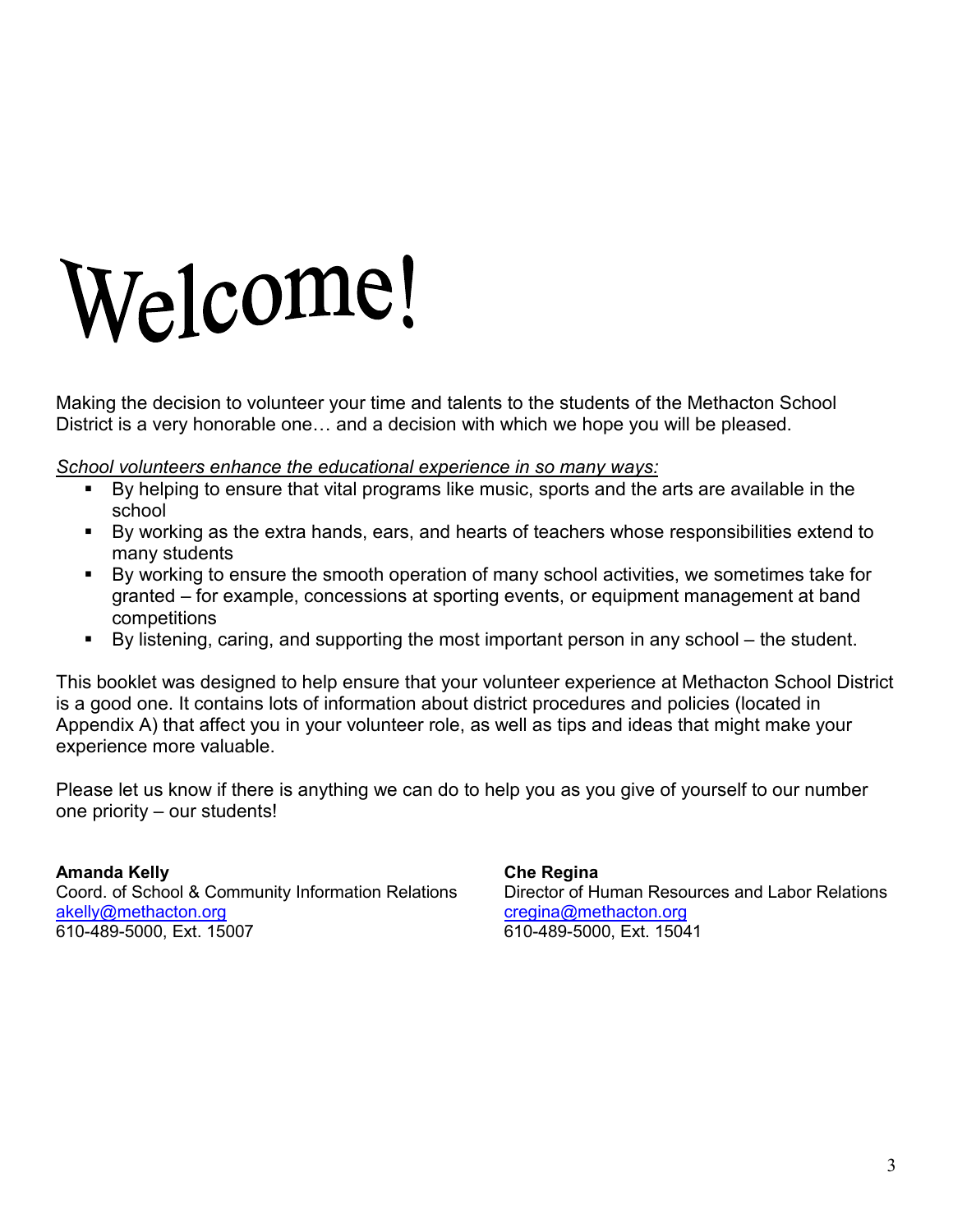# Welcome!

Making the decision to volunteer your time and talents to the students of the Methacton School District is a very honorable one… and a decision with which we hope you will be pleased.

*School volunteers enhance the educational experience in so many ways:*

- By helping to ensure that vital programs like music, sports and the arts are available in the school
- By working as the extra hands, ears, and hearts of teachers whose responsibilities extend to many students
- By working to ensure the smooth operation of many school activities, we sometimes take for granted – for example, concessions at sporting events, or equipment management at band competitions
- By listening, caring, and supporting the most important person in any school – the student.

This booklet was designed to help ensure that your volunteer experience at Methacton School District is a good one. It contains lots of information about district procedures and policies (located in Appendix A) that affect you in your volunteer role, as well as tips and ideas that might make your experience more valuable.

Please let us know if there is anything we can do to help you as you give of yourself to our number one priority – our students!

**Amanda Kelly**
Coord. of School & Community Information Relations
akelly@methacton.org
610-489-5000, Ext. 15007

**Che Regina**
Director of Human Resources and Labor Relations
cregina@methacton.org
610-489-5000, Ext. 15041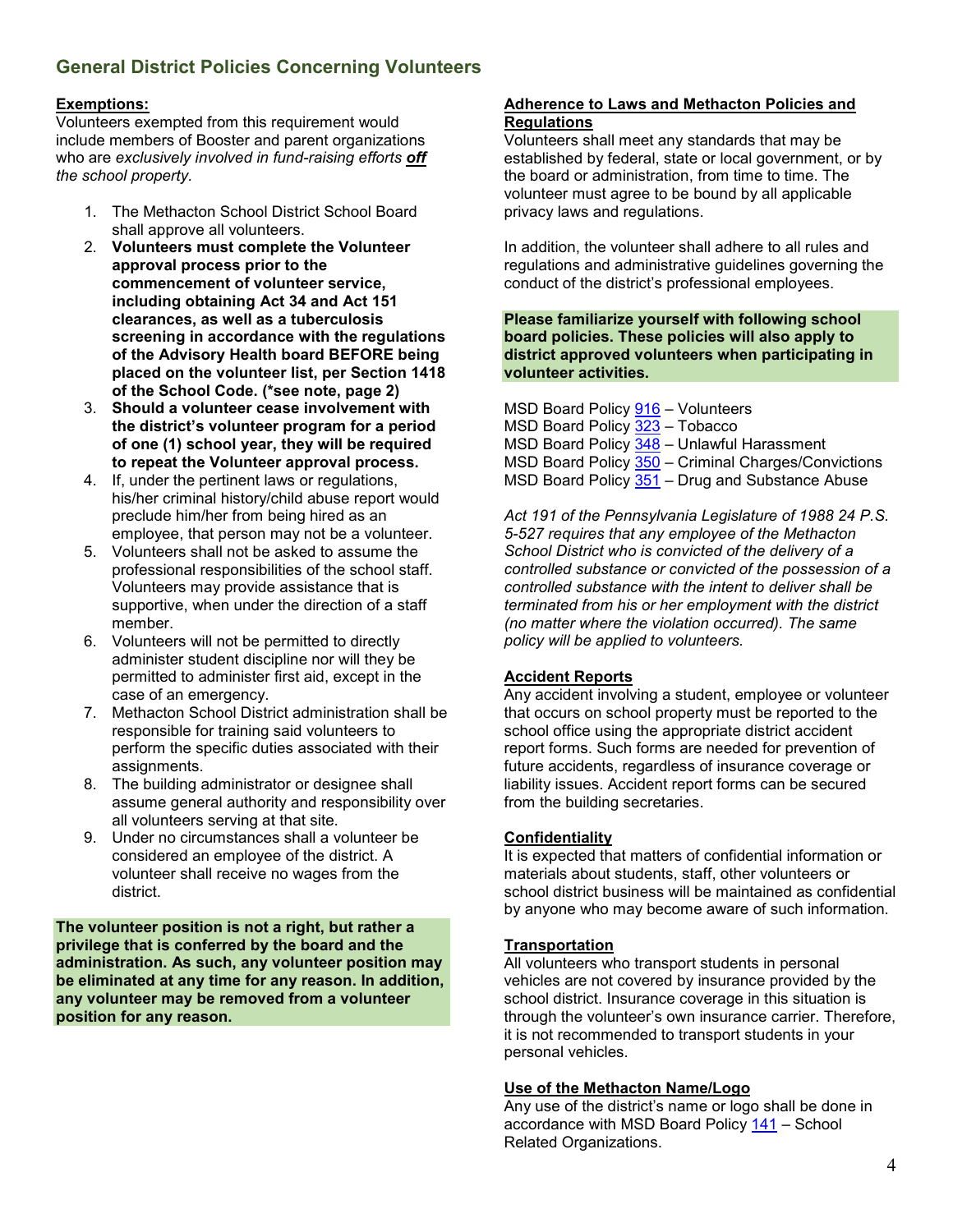## General District Policies Concerning Volunteers

**Exemptions:**
Volunteers exempted from this requirement would include members of Booster and parent organizations who are *exclusively involved in fund-raising efforts* ***off*** *the school property.*

1. The Methacton School District School Board shall approve all volunteers.
2. **Volunteers must complete the Volunteer approval process prior to the commencement of volunteer service, including obtaining Act 34 and Act 151 clearances, as well as a tuberculosis screening in accordance with the regulations of the Advisory Health board BEFORE being placed on the volunteer list, per Section 1418 of the School Code. (*see note, page 2)**
3. **Should a volunteer cease involvement with the district's volunteer program for a period of one (1) school year, they will be required to repeat the Volunteer approval process.**
4. If, under the pertinent laws or regulations, his/her criminal history/child abuse report would preclude him/her from being hired as an employee, that person may not be a volunteer.
5. Volunteers shall not be asked to assume the professional responsibilities of the school staff. Volunteers may provide assistance that is supportive, when under the direction of a staff member.
6. Volunteers will not be permitted to directly administer student discipline nor will they be permitted to administer first aid, except in the case of an emergency.
7. Methacton School District administration shall be responsible for training said volunteers to perform the specific duties associated with their assignments.
8. The building administrator or designee shall assume general authority and responsibility over all volunteers serving at that site.
9. Under no circumstances shall a volunteer be considered an employee of the district. A volunteer shall receive no wages from the district.

**The volunteer position is not a right, but rather a privilege that is conferred by the board and the administration. As such, any volunteer position may be eliminated at any time for any reason. In addition, any volunteer may be removed from a volunteer position for any reason.**

**Adherence to Laws and Methacton Policies and Regulations**
Volunteers shall meet any standards that may be established by federal, state or local government, or by the board or administration, from time to time. The volunteer must agree to be bound by all applicable privacy laws and regulations.

In addition, the volunteer shall adhere to all rules and regulations and administrative guidelines governing the conduct of the district's professional employees.

**Please familiarize yourself with following school board policies. These policies will also apply to district approved volunteers when participating in volunteer activities.**

MSD Board Policy 916 – Volunteers
MSD Board Policy 323 – Tobacco
MSD Board Policy 348 – Unlawful Harassment
MSD Board Policy 350 – Criminal Charges/Convictions
MSD Board Policy 351 – Drug and Substance Abuse

*Act 191 of the Pennsylvania Legislature of 1988 24 P.S. 5-527 requires that any employee of the Methacton School District who is convicted of the delivery of a controlled substance or convicted of the possession of a controlled substance with the intent to deliver shall be terminated from his or her employment with the district (no matter where the violation occurred). The same policy will be applied to volunteers.*

**Accident Reports**
Any accident involving a student, employee or volunteer that occurs on school property must be reported to the school office using the appropriate district accident report forms. Such forms are needed for prevention of future accidents, regardless of insurance coverage or liability issues. Accident report forms can be secured from the building secretaries.

**Confidentiality**
It is expected that matters of confidential information or materials about students, staff, other volunteers or school district business will be maintained as confidential by anyone who may become aware of such information.

**Transportation**
All volunteers who transport students in personal vehicles are not covered by insurance provided by the school district. Insurance coverage in this situation is through the volunteer's own insurance carrier. Therefore, it is not recommended to transport students in your personal vehicles.

**Use of the Methacton Name/Logo**
Any use of the district's name or logo shall be done in accordance with MSD Board Policy 141 – School Related Organizations.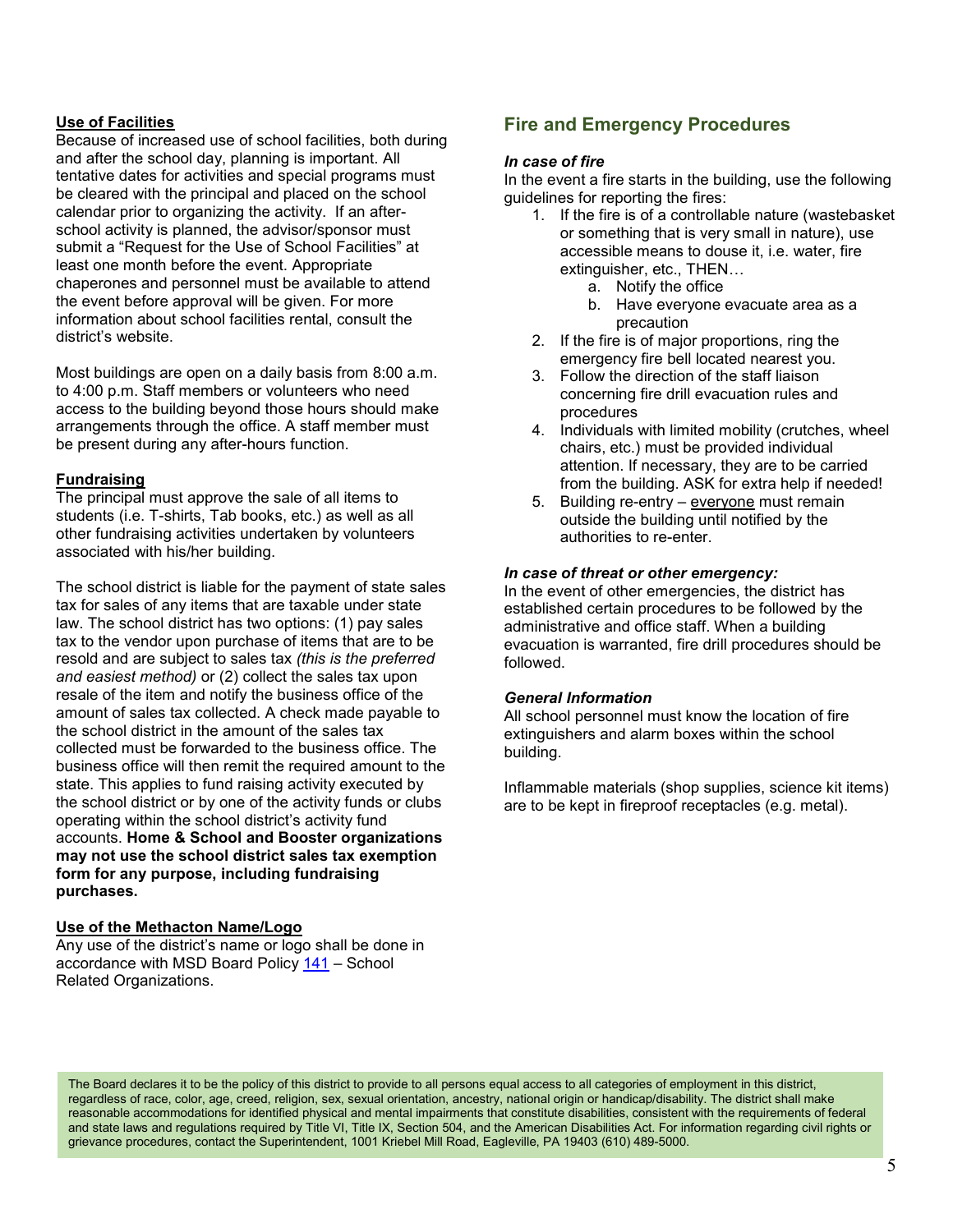**Use of Facilities**

Because of increased use of school facilities, both during and after the school day, planning is important. All tentative dates for activities and special programs must be cleared with the principal and placed on the school calendar prior to organizing the activity. If an after-school activity is planned, the advisor/sponsor must submit a "Request for the Use of School Facilities" at least one month before the event. Appropriate chaperones and personnel must be available to attend the event before approval will be given. For more information about school facilities rental, consult the district's website.

Most buildings are open on a daily basis from 8:00 a.m. to 4:00 p.m. Staff members or volunteers who need access to the building beyond those hours should make arrangements through the office. A staff member must be present during any after-hours function.

**Fundraising**

The principal must approve the sale of all items to students (i.e. T-shirts, Tab books, etc.) as well as all other fundraising activities undertaken by volunteers associated with his/her building.

The school district is liable for the payment of state sales tax for sales of any items that are taxable under state law. The school district has two options: (1) pay sales tax to the vendor upon purchase of items that are to be resold and are subject to sales tax *(this is the preferred and easiest method)* or (2) collect the sales tax upon resale of the item and notify the business office of the amount of sales tax collected. A check made payable to the school district in the amount of the sales tax collected must be forwarded to the business office. The business office will then remit the required amount to the state. This applies to fund raising activity executed by the school district or by one of the activity funds or clubs operating within the school district's activity fund accounts. **Home & School and Booster organizations may not use the school district sales tax exemption form for any purpose, including fundraising purchases.**

**Use of the Methacton Name/Logo**

Any use of the district's name or logo shall be done in accordance with MSD Board Policy 141 – School Related Organizations.

## Fire and Emergency Procedures

***In case of fire***

In the event a fire starts in the building, use the following guidelines for reporting the fires:

1. If the fire is of a controllable nature (wastebasket or something that is very small in nature), use accessible means to douse it, i.e. water, fire extinguisher, etc., THEN…
   a. Notify the office
   b. Have everyone evacuate area as a precaution
2. If the fire is of major proportions, ring the emergency fire bell located nearest you.
3. Follow the direction of the staff liaison concerning fire drill evacuation rules and procedures
4. Individuals with limited mobility (crutches, wheel chairs, etc.) must be provided individual attention. If necessary, they are to be carried from the building. ASK for extra help if needed!
5. Building re-entry – everyone must remain outside the building until notified by the authorities to re-enter.

***In case of threat or other emergency:***

In the event of other emergencies, the district has established certain procedures to be followed by the administrative and office staff. When a building evacuation is warranted, fire drill procedures should be followed.

***General Information***

All school personnel must know the location of fire extinguishers and alarm boxes within the school building.

Inflammable materials (shop supplies, science kit items) are to be kept in fireproof receptacles (e.g. metal).

The Board declares it to be the policy of this district to provide to all persons equal access to all categories of employment in this district, regardless of race, color, age, creed, religion, sex, sexual orientation, ancestry, national origin or handicap/disability. The district shall make reasonable accommodations for identified physical and mental impairments that constitute disabilities, consistent with the requirements of federal and state laws and regulations required by Title VI, Title IX, Section 504, and the American Disabilities Act. For information regarding civil rights or grievance procedures, contact the Superintendent, 1001 Kriebel Mill Road, Eagleville, PA 19403 (610) 489-5000.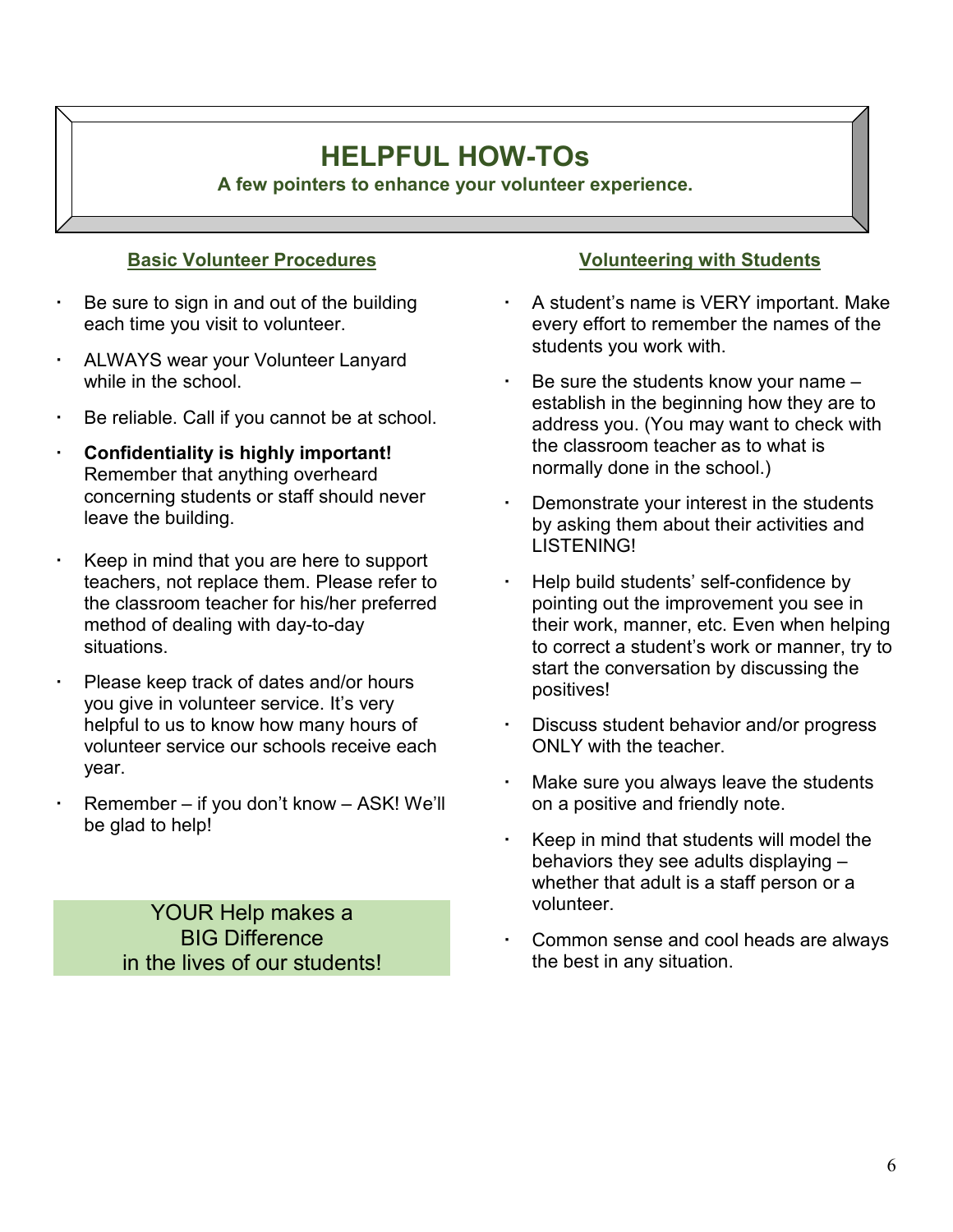# HELPFUL HOW-TOs

**A few pointers to enhance your volunteer experience.**

## Basic Volunteer Procedures

- Be sure to sign in and out of the building each time you visit to volunteer.
- ALWAYS wear your Volunteer Lanyard while in the school.
- Be reliable. Call if you cannot be at school.
- **Confidentiality is highly important!** Remember that anything overheard concerning students or staff should never leave the building.
- Keep in mind that you are here to support teachers, not replace them. Please refer to the classroom teacher for his/her preferred method of dealing with day-to-day situations.
- Please keep track of dates and/or hours you give in volunteer service. It's very helpful to us to know how many hours of volunteer service our schools receive each year.
- Remember – if you don't know – ASK! We'll be glad to help!

YOUR Help makes a
BIG Difference
in the lives of our students!

## Volunteering with Students

- A student's name is VERY important. Make every effort to remember the names of the students you work with.
- Be sure the students know your name – establish in the beginning how they are to address you. (You may want to check with the classroom teacher as to what is normally done in the school.)
- Demonstrate your interest in the students by asking them about their activities and LISTENING!
- Help build students' self-confidence by pointing out the improvement you see in their work, manner, etc. Even when helping to correct a student's work or manner, try to start the conversation by discussing the positives!
- Discuss student behavior and/or progress ONLY with the teacher.
- Make sure you always leave the students on a positive and friendly note.
- Keep in mind that students will model the behaviors they see adults displaying – whether that adult is a staff person or a volunteer.
- Common sense and cool heads are always the best in any situation.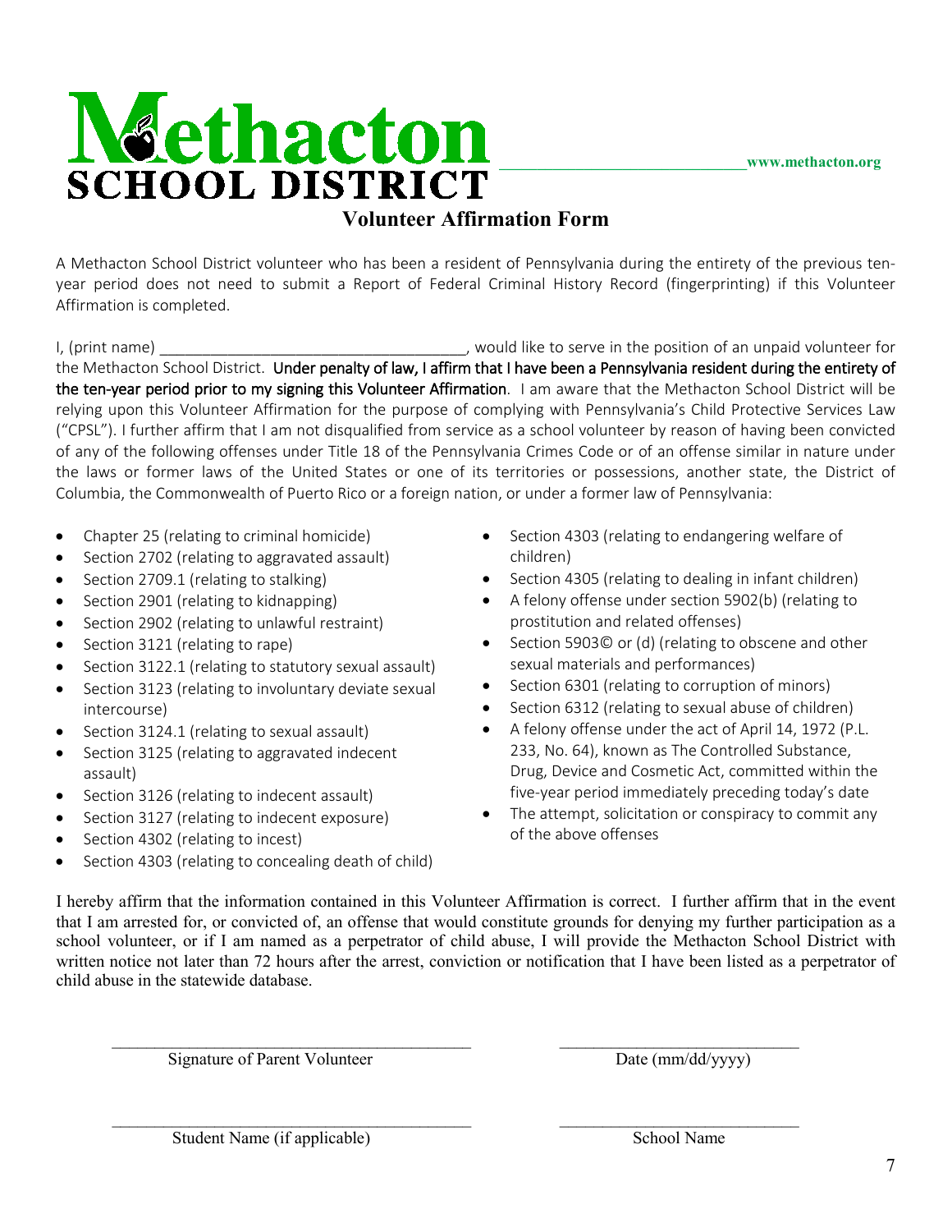# Methacton SCHOOL DISTRICT

www.methacton.org

## Volunteer Affirmation Form

A Methacton School District volunteer who has been a resident of Pennsylvania during the entirety of the previous ten-year period does not need to submit a Report of Federal Criminal History Record (fingerprinting) if this Volunteer Affirmation is completed.

I, (print name) ___________________________________, would like to serve in the position of an unpaid volunteer for the Methacton School District. **Under penalty of law, I affirm that I have been a Pennsylvania resident during the entirety of the ten-year period prior to my signing this Volunteer Affirmation**. I am aware that the Methacton School District will be relying upon this Volunteer Affirmation for the purpose of complying with Pennsylvania's Child Protective Services Law ("CPSL"). I further affirm that I am not disqualified from service as a school volunteer by reason of having been convicted of any of the following offenses under Title 18 of the Pennsylvania Crimes Code or of an offense similar in nature under the laws or former laws of the United States or one of its territories or possessions, another state, the District of Columbia, the Commonwealth of Puerto Rico or a foreign nation, or under a former law of Pennsylvania:

- Chapter 25 (relating to criminal homicide)
- Section 2702 (relating to aggravated assault)
- Section 2709.1 (relating to stalking)
- Section 2901 (relating to kidnapping)
- Section 2902 (relating to unlawful restraint)
- Section 3121 (relating to rape)
- Section 3122.1 (relating to statutory sexual assault)
- Section 3123 (relating to involuntary deviate sexual intercourse)
- Section 3124.1 (relating to sexual assault)
- Section 3125 (relating to aggravated indecent assault)
- Section 3126 (relating to indecent assault)
- Section 3127 (relating to indecent exposure)
- Section 4302 (relating to incest)
- Section 4303 (relating to concealing death of child)
- Section 4303 (relating to endangering welfare of children)
- Section 4305 (relating to dealing in infant children)
- A felony offense under section 5902(b) (relating to prostitution and related offenses)
- Section 5903© or (d) (relating to obscene and other sexual materials and performances)
- Section 6301 (relating to corruption of minors)
- Section 6312 (relating to sexual abuse of children)
- A felony offense under the act of April 14, 1972 (P.L. 233, No. 64), known as The Controlled Substance, Drug, Device and Cosmetic Act, committed within the five-year period immediately preceding today's date
- The attempt, solicitation or conspiracy to commit any of the above offenses

I hereby affirm that the information contained in this Volunteer Affirmation is correct. I further affirm that in the event that I am arrested for, or convicted of, an offense that would constitute grounds for denying my further participation as a school volunteer, or if I am named as a perpetrator of child abuse, I will provide the Methacton School District with written notice not later than 72 hours after the arrest, conviction or notification that I have been listed as a perpetrator of child abuse in the statewide database.

_________________________________________ Signature of Parent Volunteer

___________________________ Date (mm/dd/yyyy)

_________________________________________ Student Name (if applicable)

___________________________ School Name